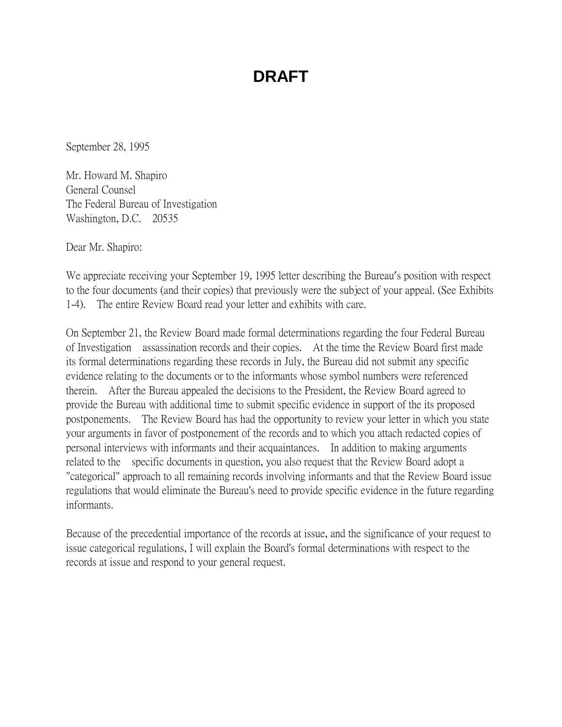# DRAFT

September 28, 1995

Mr. Howard M. Shapiro
General Counsel
The Federal Bureau of Investigation
Washington, D.C. 20535

Dear Mr. Shapiro:

We appreciate receiving your September 19, 1995 letter describing the Bureau's position with respect to the four documents (and their copies) that previously were the subject of your appeal. (See Exhibits 1-4). The entire Review Board read your letter and exhibits with care.

On September 21, the Review Board made formal determinations regarding the four Federal Bureau of Investigation assassination records and their copies. At the time the Review Board first made its formal determinations regarding these records in July, the Bureau did not submit any specific evidence relating to the documents or to the informants whose symbol numbers were referenced therein. After the Bureau appealed the decisions to the President, the Review Board agreed to provide the Bureau with additional time to submit specific evidence in support of the its proposed postponements. The Review Board has had the opportunity to review your letter in which you state your arguments in favor of postponement of the records and to which you attach redacted copies of personal interviews with informants and their acquaintances. In addition to making arguments related to the specific documents in question, you also request that the Review Board adopt a "categorical" approach to all remaining records involving informants and that the Review Board issue regulations that would eliminate the Bureau's need to provide specific evidence in the future regarding informants.

Because of the precedential importance of the records at issue, and the significance of your request to issue categorical regulations, I will explain the Board's formal determinations with respect to the records at issue and respond to your general request.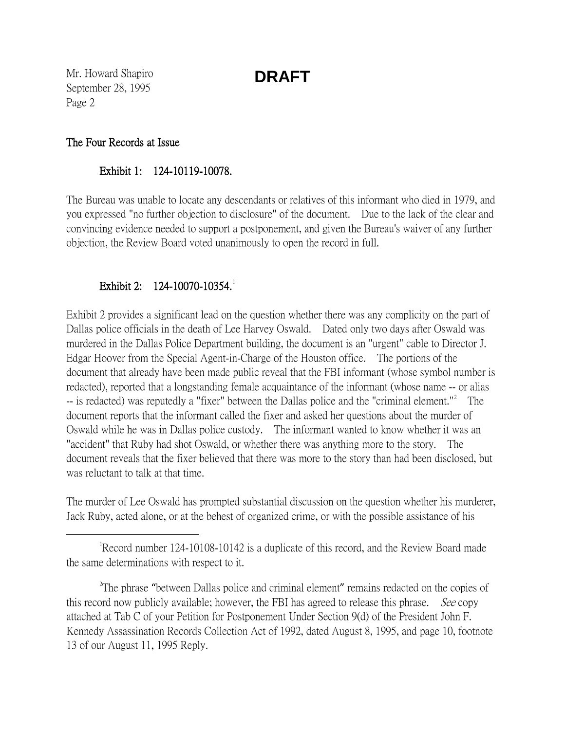**DRAFT**

### The Four Records at Issue

#### Exhibit 1: 124-10119-10078.

The Bureau was unable to locate any descendants or relatives of this informant who died in 1979, and you expressed "no further objection to disclosure" of the document. Due to the lack of the clear and convincing evidence needed to support a postponement, and given the Bureau's waiver of any further objection, the Review Board voted unanimously to open the record in full.

#### Exhibit 2: 124-10070-10354.[1]

Exhibit 2 provides a significant lead on the question whether there was any complicity on the part of Dallas police officials in the death of Lee Harvey Oswald. Dated only two days after Oswald was murdered in the Dallas Police Department building, the document is an "urgent" cable to Director J. Edgar Hoover from the Special Agent-in-Charge of the Houston office. The portions of the document that already have been made public reveal that the FBI informant (whose symbol number is redacted), reported that a longstanding female acquaintance of the informant (whose name -- or alias -- is redacted) was reputedly a "fixer" between the Dallas police and the "criminal element."[2] The document reports that the informant called the fixer and asked her questions about the murder of Oswald while he was in Dallas police custody. The informant wanted to know whether it was an "accident" that Ruby had shot Oswald, or whether there was anything more to the story. The document reveals that the fixer believed that there was more to the story than had been disclosed, but was reluctant to talk at that time.

The murder of Lee Oswald has prompted substantial discussion on the question whether his murderer, Jack Ruby, acted alone, or at the behest of organized crime, or with the possible assistance of his

---

[1] Record number 124-10108-10142 is a duplicate of this record, and the Review Board made the same determinations with respect to it.

[2] The phrase "between Dallas police and criminal element" remains redacted on the copies of this record now publicly available; however, the FBI has agreed to release this phrase. *See* copy attached at Tab C of your Petition for Postponement Under Section 9(d) of the President John F. Kennedy Assassination Records Collection Act of 1992, dated August 8, 1995, and page 10, footnote 13 of our August 11, 1995 Reply.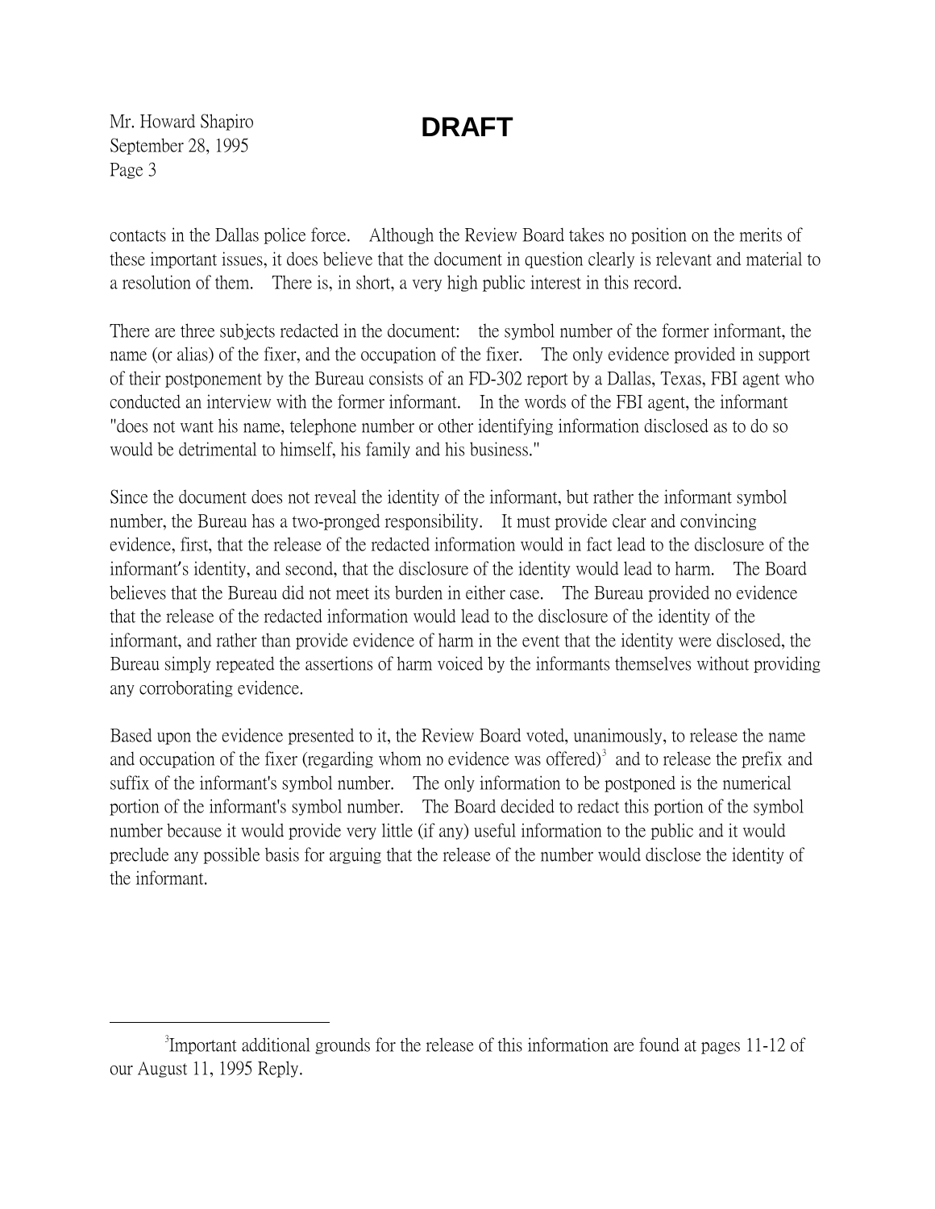**DRAFT**

contacts in the Dallas police force. Although the Review Board takes no position on the merits of these important issues, it does believe that the document in question clearly is relevant and material to a resolution of them. There is, in short, a very high public interest in this record.

There are three subjects redacted in the document: the symbol number of the former informant, the name (or alias) of the fixer, and the occupation of the fixer. The only evidence provided in support of their postponement by the Bureau consists of an FD-302 report by a Dallas, Texas, FBI agent who conducted an interview with the former informant. In the words of the FBI agent, the informant "does not want his name, telephone number or other identifying information disclosed as to do so would be detrimental to himself, his family and his business."

Since the document does not reveal the identity of the informant, but rather the informant symbol number, the Bureau has a two-pronged responsibility. It must provide clear and convincing evidence, first, that the release of the redacted information would in fact lead to the disclosure of the informant's identity, and second, that the disclosure of the identity would lead to harm. The Board believes that the Bureau did not meet its burden in either case. The Bureau provided no evidence that the release of the redacted information would lead to the disclosure of the identity of the informant, and rather than provide evidence of harm in the event that the identity were disclosed, the Bureau simply repeated the assertions of harm voiced by the informants themselves without providing any corroborating evidence.

Based upon the evidence presented to it, the Review Board voted, unanimously, to release the name and occupation of the fixer (regarding whom no evidence was offered)[3] and to release the prefix and suffix of the informant's symbol number. The only information to be postponed is the numerical portion of the informant's symbol number. The Board decided to redact this portion of the symbol number because it would provide very little (if any) useful information to the public and it would preclude any possible basis for arguing that the release of the number would disclose the identity of the informant.

---

[3]Important additional grounds for the release of this information are found at pages 11-12 of our August 11, 1995 Reply.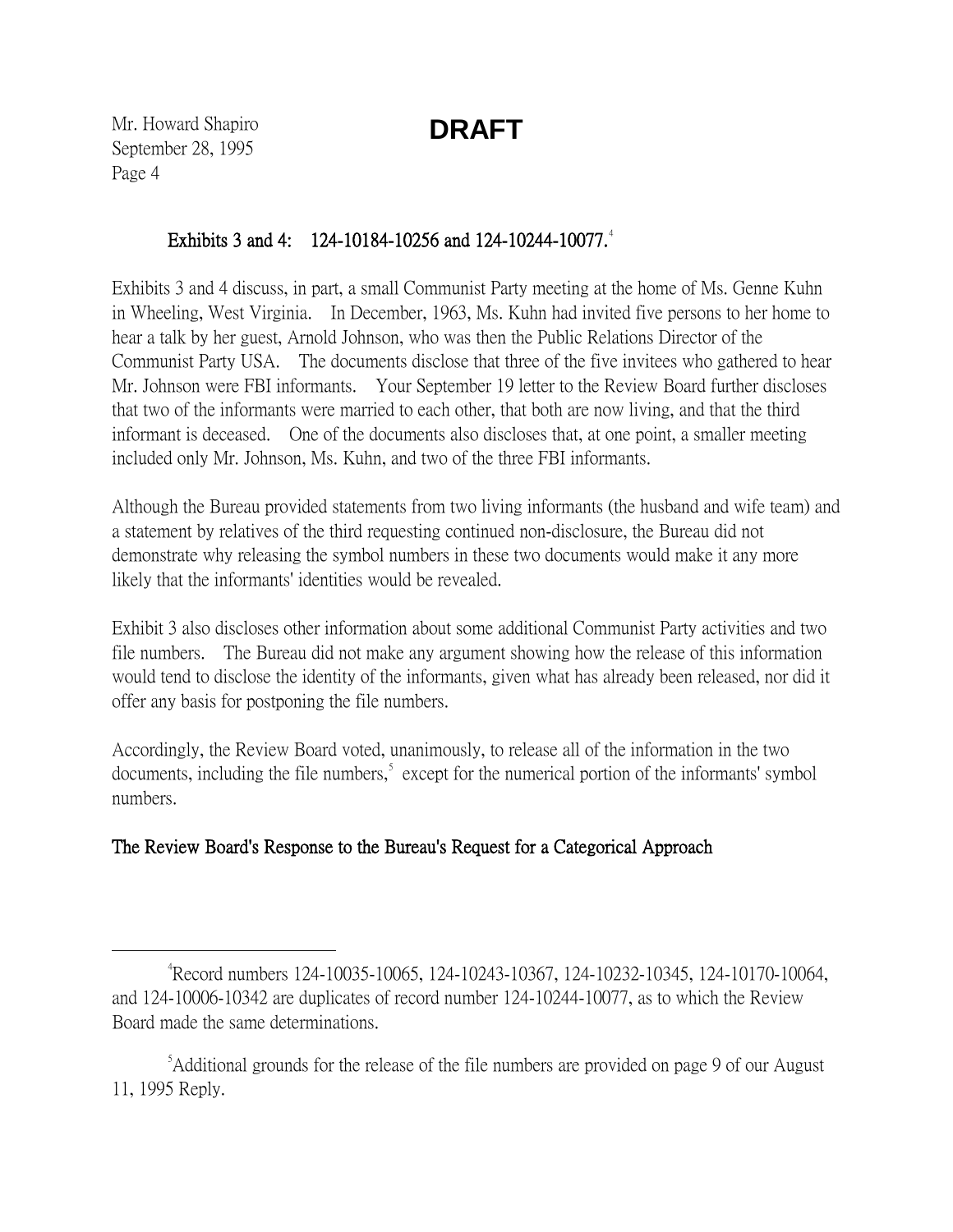DRAFT

### Exhibits 3 and 4: 124-10184-10256 and 124-10244-10077.[4]

Exhibits 3 and 4 discuss, in part, a small Communist Party meeting at the home of Ms. Genne Kuhn in Wheeling, West Virginia. In December, 1963, Ms. Kuhn had invited five persons to her home to hear a talk by her guest, Arnold Johnson, who was then the Public Relations Director of the Communist Party USA. The documents disclose that three of the five invitees who gathered to hear Mr. Johnson were FBI informants. Your September 19 letter to the Review Board further discloses that two of the informants were married to each other, that both are now living, and that the third informant is deceased. One of the documents also discloses that, at one point, a smaller meeting included only Mr. Johnson, Ms. Kuhn, and two of the three FBI informants.

Although the Bureau provided statements from two living informants (the husband and wife team) and a statement by relatives of the third requesting continued non-disclosure, the Bureau did not demonstrate why releasing the symbol numbers in these two documents would make it any more likely that the informants' identities would be revealed.

Exhibit 3 also discloses other information about some additional Communist Party activities and two file numbers. The Bureau did not make any argument showing how the release of this information would tend to disclose the identity of the informants, given what has already been released, nor did it offer any basis for postponing the file numbers.

Accordingly, the Review Board voted, unanimously, to release all of the information in the two documents, including the file numbers,[5] except for the numerical portion of the informants' symbol numbers.

### The Review Board's Response to the Bureau's Request for a Categorical Approach

---

[4] Record numbers 124-10035-10065, 124-10243-10367, 124-10232-10345, 124-10170-10064, and 124-10006-10342 are duplicates of record number 124-10244-10077, as to which the Review Board made the same determinations.

[5] Additional grounds for the release of the file numbers are provided on page 9 of our August 11, 1995 Reply.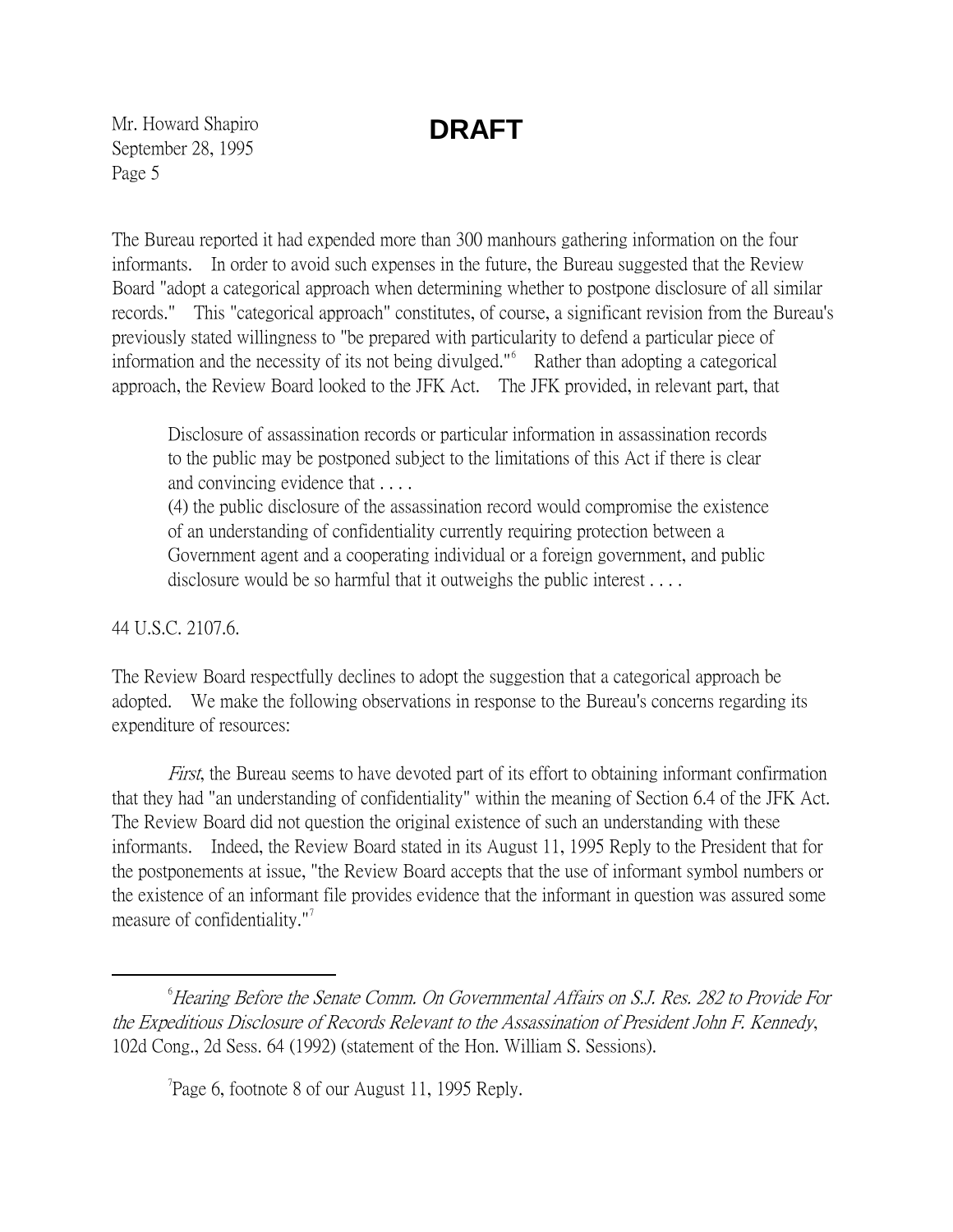**DRAFT**

The Bureau reported it had expended more than 300 manhours gathering information on the four informants. In order to avoid such expenses in the future, the Bureau suggested that the Review Board "adopt a categorical approach when determining whether to postpone disclosure of all similar records." This "categorical approach" constitutes, of course, a significant revision from the Bureau's previously stated willingness to "be prepared with particularity to defend a particular piece of information and the necessity of its not being divulged."[6] Rather than adopting a categorical approach, the Review Board looked to the JFK Act. The JFK provided, in relevant part, that

> Disclosure of assassination records or particular information in assassination records to the public may be postponed subject to the limitations of this Act if there is clear and convincing evidence that . . . .
> (4) the public disclosure of the assassination record would compromise the existence of an understanding of confidentiality currently requiring protection between a Government agent and a cooperating individual or a foreign government, and public disclosure would be so harmful that it outweighs the public interest . . . .

44 U.S.C. 2107.6.

The Review Board respectfully declines to adopt the suggestion that a categorical approach be adopted. We make the following observations in response to the Bureau's concerns regarding its expenditure of resources:

*First*, the Bureau seems to have devoted part of its effort to obtaining informant confirmation that they had "an understanding of confidentiality" within the meaning of Section 6.4 of the JFK Act. The Review Board did not question the original existence of such an understanding with these informants. Indeed, the Review Board stated in its August 11, 1995 Reply to the President that for the postponements at issue, "the Review Board accepts that the use of informant symbol numbers or the existence of an informant file provides evidence that the informant in question was assured some measure of confidentiality."[7]

---

[6] *Hearing Before the Senate Comm. On Governmental Affairs on S.J. Res. 282 to Provide For the Expeditious Disclosure of Records Relevant to the Assassination of President John F. Kennedy*, 102d Cong., 2d Sess. 64 (1992) (statement of the Hon. William S. Sessions).

[7] Page 6, footnote 8 of our August 11, 1995 Reply.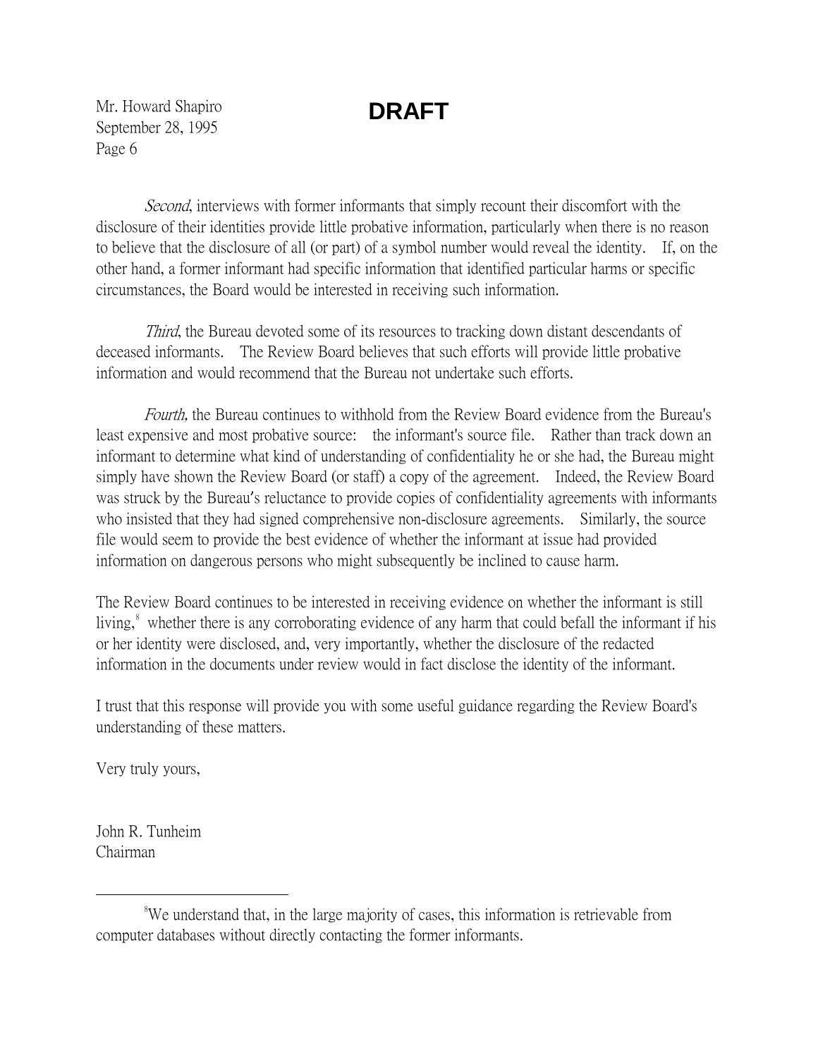**DRAFT**

*Second*, interviews with former informants that simply recount their discomfort with the disclosure of their identities provide little probative information, particularly when there is no reason to believe that the disclosure of all (or part) of a symbol number would reveal the identity. If, on the other hand, a former informant had specific information that identified particular harms or specific circumstances, the Board would be interested in receiving such information.

*Third*, the Bureau devoted some of its resources to tracking down distant descendants of deceased informants. The Review Board believes that such efforts will provide little probative information and would recommend that the Bureau not undertake such efforts.

*Fourth,* the Bureau continues to withhold from the Review Board evidence from the Bureau's least expensive and most probative source: the informant's source file. Rather than track down an informant to determine what kind of understanding of confidentiality he or she had, the Bureau might simply have shown the Review Board (or staff) a copy of the agreement. Indeed, the Review Board was struck by the Bureau's reluctance to provide copies of confidentiality agreements with informants who insisted that they had signed comprehensive non-disclosure agreements. Similarly, the source file would seem to provide the best evidence of whether the informant at issue had provided information on dangerous persons who might subsequently be inclined to cause harm.

The Review Board continues to be interested in receiving evidence on whether the informant is still living,[8] whether there is any corroborating evidence of any harm that could befall the informant if his or her identity were disclosed, and, very importantly, whether the disclosure of the redacted information in the documents under review would in fact disclose the identity of the informant.

I trust that this response will provide you with some useful guidance regarding the Review Board's understanding of these matters.

Very truly yours,

John R. Tunheim
Chairman

---

[8] We understand that, in the large majority of cases, this information is retrievable from computer databases without directly contacting the former informants.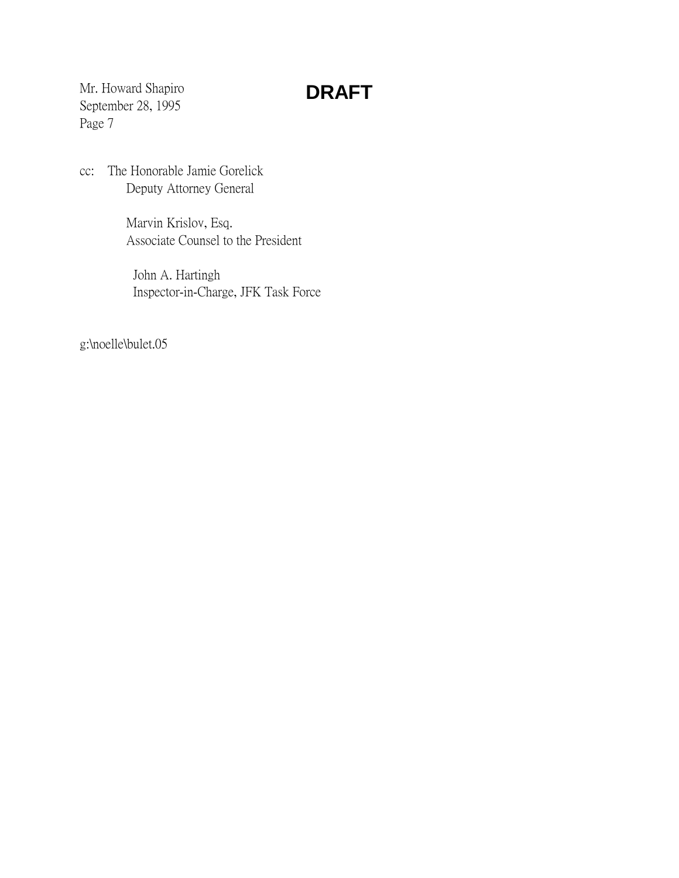**DRAFT**

cc: The Honorable Jamie Gorelick
Deputy Attorney General

Marvin Krislov, Esq.
Associate Counsel to the President

John A. Hartingh
Inspector-in-Charge, JFK Task Force

g:\noelle\bulet.05